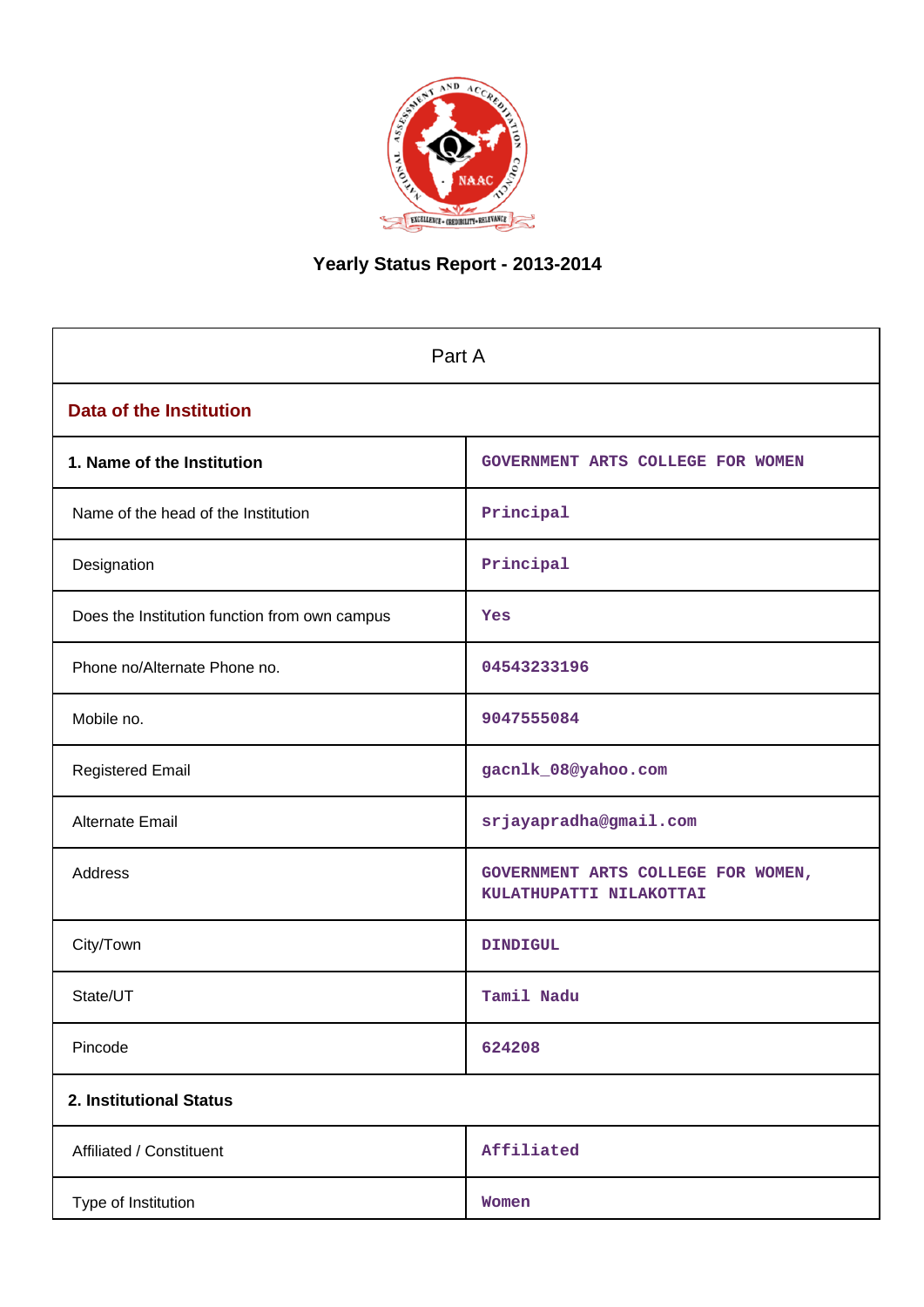# Yearly Status Report - 2013-2014

| Part A | |
|---|---|
| **Data of the Institution** | |
| **1. Name of the Institution** | GOVERNMENT ARTS COLLEGE FOR WOMEN |
| Name of the head of the Institution | Principal |
| Designation | Principal |
| Does the Institution function from own campus | Yes |
| Phone no/Alternate Phone no. | 04543233196 |
| Mobile no. | 9047555084 |
| Registered Email | gacnlk_08@yahoo.com |
| Alternate Email | srjayapradha@gmail.com |
| Address | GOVERNMENT ARTS COLLEGE FOR WOMEN, KULATHUPATTI NILAKOTTAI |
| City/Town | DINDIGUL |
| State/UT | Tamil Nadu |
| Pincode | 624208 |
| **2. Institutional Status** | |
| Affiliated / Constituent | Affiliated |
| Type of Institution | Women |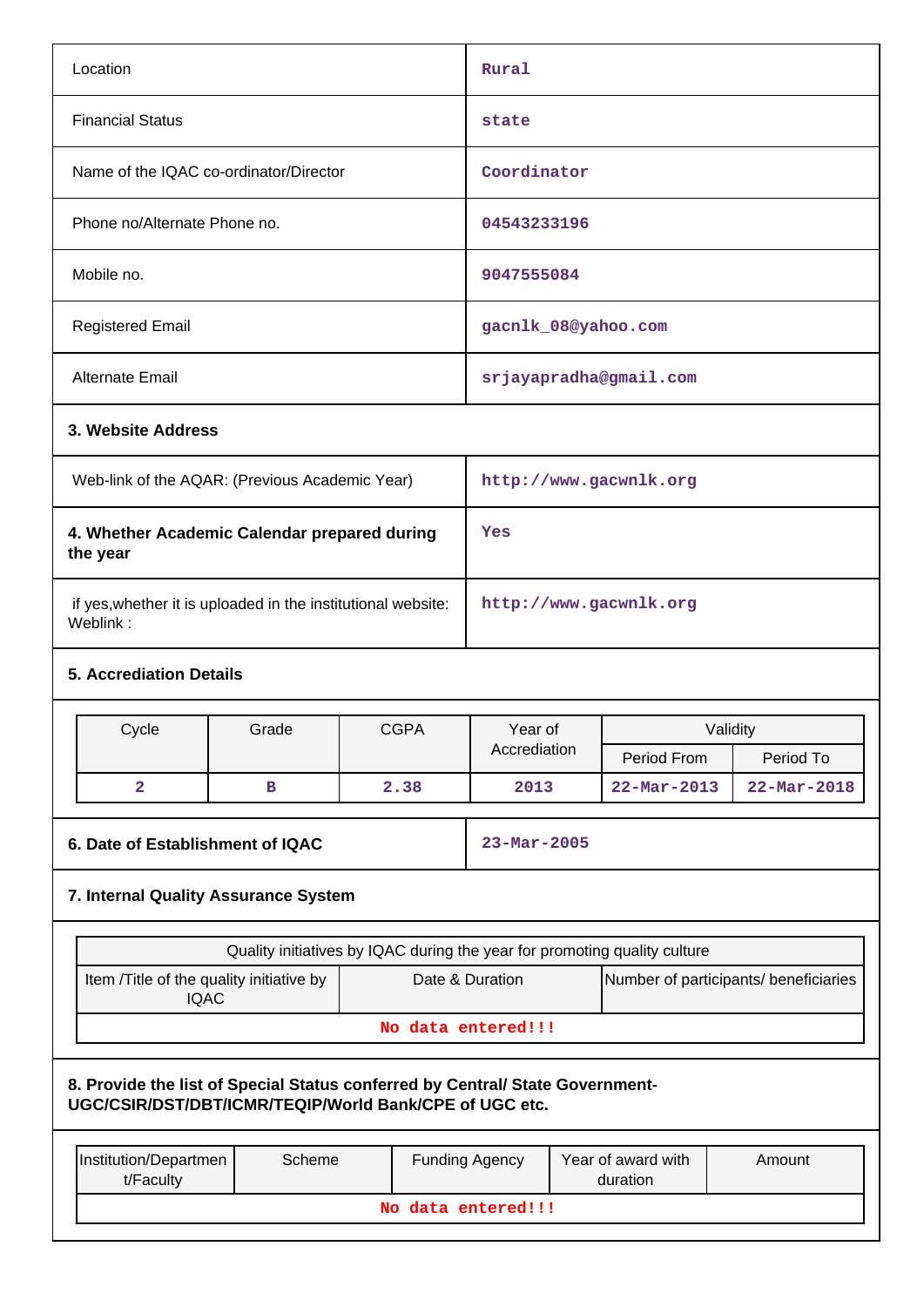| | |
|---|---|
| Location | Rural |
| Financial Status | state |
| Name of the IQAC co-ordinator/Director | Coordinator |
| Phone no/Alternate Phone no. | 04543233196 |
| Mobile no. | 9047555084 |
| Registered Email | gacnlk_08@yahoo.com |
| Alternate Email | srjayapradha@gmail.com |

**3. Website Address**

| | |
|---|---|
| Web-link of the AQAR: (Previous Academic Year) | http://www.gacwnlk.org |
| **4. Whether Academic Calendar prepared during the year** | Yes |
| if yes,whether it is uploaded in the institutional website: Weblink : | http://www.gacwnlk.org |

**5. Accrediation Details**

| Cycle | Grade | CGPA | Year of Accrediation | Validity | |
|---|---|---|---|---|---|
| | | | | Period From | Period To |
| 2 | B | 2.38 | 2013 | 22-Mar-2013 | 22-Mar-2018 |

| | |
|---|---|
| **6. Date of Establishment of IQAC** | 23-Mar-2005 |

**7. Internal Quality Assurance System**

| Quality initiatives by IQAC during the year for promoting quality culture | | |
|---|---|---|
| Item /Title of the quality initiative by IQAC | Date & Duration | Number of participants/ beneficiaries |
| No data entered!!! | | |

**8. Provide the list of Special Status conferred by Central/ State Government-UGC/CSIR/DST/DBT/ICMR/TEQIP/World Bank/CPE of UGC etc.**

| Institution/Department/Faculty | Scheme | Funding Agency | Year of award with duration | Amount |
|---|---|---|---|---|
| No data entered!!! | | | | |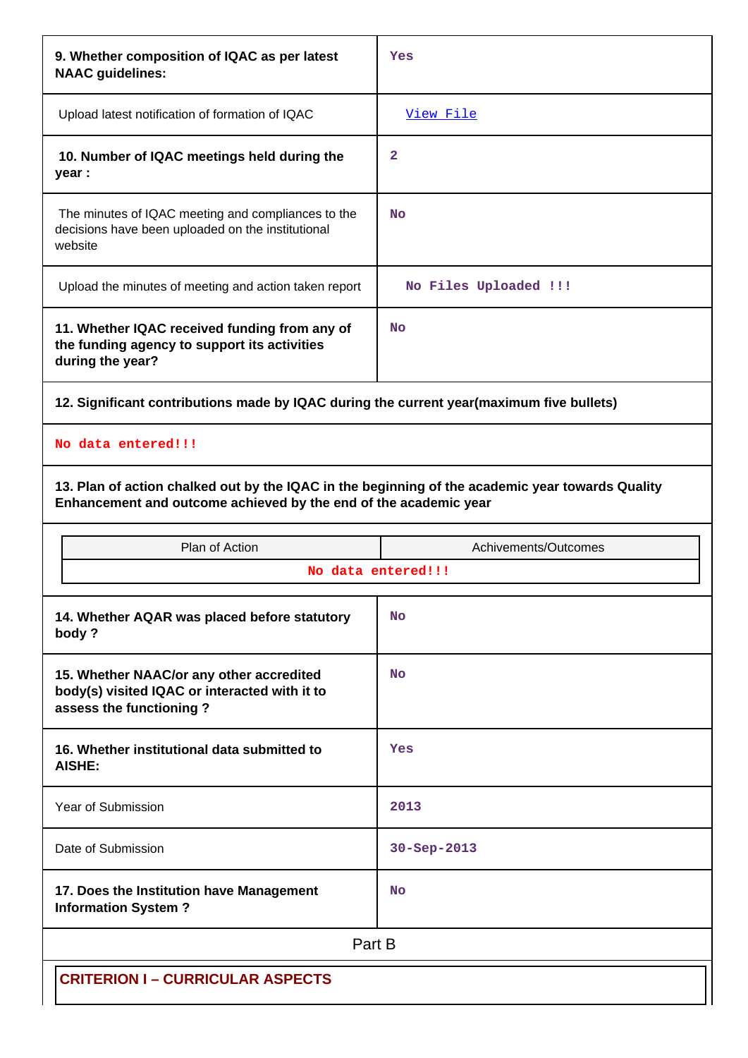| | |
|---|---|
| **9. Whether composition of IQAC as per latest NAAC guidelines:** | Yes |
| Upload latest notification of formation of IQAC | View File |
| **10. Number of IQAC meetings held during the year :** | 2 |
| The minutes of IQAC meeting and compliances to the decisions have been uploaded on the institutional website | No |
| Upload the minutes of meeting and action taken report | No Files Uploaded !!! |
| **11. Whether IQAC received funding from any of the funding agency to support its activities during the year?** | No |

**12. Significant contributions made by IQAC during the current year(maximum five bullets)**

No data entered!!!

**13. Plan of action chalked out by the IQAC in the beginning of the academic year towards Quality Enhancement and outcome achieved by the end of the academic year**

| Plan of Action | Achivements/Outcomes |
|---|---|
| No data entered!!! | |

| | |
|---|---|
| **14. Whether AQAR was placed before statutory body ?** | No |
| **15. Whether NAAC/or any other accredited body(s) visited IQAC or interacted with it to assess the functioning ?** | No |
| **16. Whether institutional data submitted to AISHE:** | Yes |
| Year of Submission | 2013 |
| Date of Submission | 30-Sep-2013 |
| **17. Does the Institution have Management Information System ?** | No |

Part B

## CRITERION I – CURRICULAR ASPECTS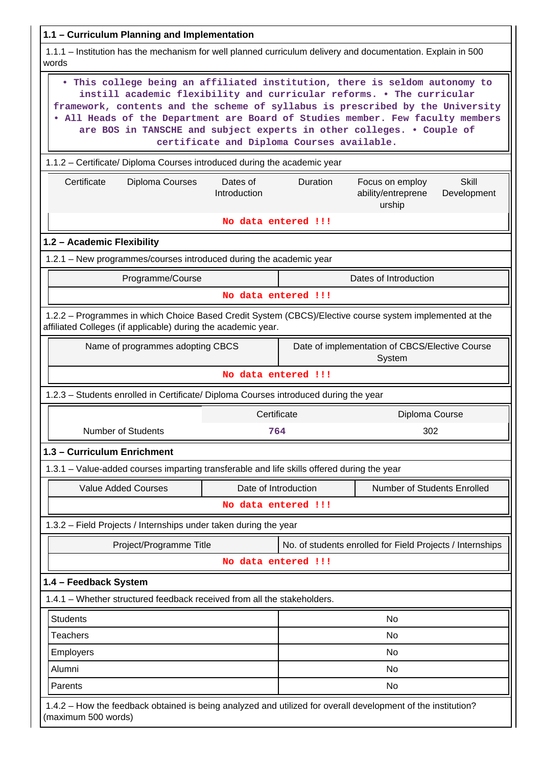## 1.1 – Curriculum Planning and Implementation

1.1.1 – Institution has the mechanism for well planned curriculum delivery and documentation. Explain in 500 words

• This college being an affiliated institution, there is seldom autonomy to instill academic flexibility and curricular reforms. • The curricular framework, contents and the scheme of syllabus is prescribed by the University • All Heads of the Department are Board of Studies member. Few faculty members are BOS in TANSCHE and subject experts in other colleges. • Couple of certificate and Diploma Courses available.

1.1.2 – Certificate/ Diploma Courses introduced during the academic year

| Certificate | Diploma Courses | Dates of Introduction | Duration | Focus on employ ability/entrepreneurship | Skill Development |
|---|---|---|---|---|---|
| No data entered !!! | | | | | |

## 1.2 – Academic Flexibility

1.2.1 – New programmes/courses introduced during the academic year

| Programme/Course | Dates of Introduction |
|---|---|
| No data entered !!! | |

1.2.2 – Programmes in which Choice Based Credit System (CBCS)/Elective course system implemented at the affiliated Colleges (if applicable) during the academic year.

| Name of programmes adopting CBCS | Date of implementation of CBCS/Elective Course System |
|---|---|
| No data entered !!! | |

1.2.3 – Students enrolled in Certificate/ Diploma Courses introduced during the year

| | Certificate | Diploma Course |
|---|---|---|
| Number of Students | 764 | 302 |

## 1.3 – Curriculum Enrichment

1.3.1 – Value-added courses imparting transferable and life skills offered during the year

| Value Added Courses | Date of Introduction | Number of Students Enrolled |
|---|---|---|
| No data entered !!! | | |

1.3.2 – Field Projects / Internships under taken during the year

| Project/Programme Title | No. of students enrolled for Field Projects / Internships |
|---|---|
| No data entered !!! | |

## 1.4 – Feedback System

1.4.1 – Whether structured feedback received from all the stakeholders.

| | |
|---|---|
| Students | No |
| Teachers | No |
| Employers | No |
| Alumni | No |
| Parents | No |

1.4.2 – How the feedback obtained is being analyzed and utilized for overall development of the institution? (maximum 500 words)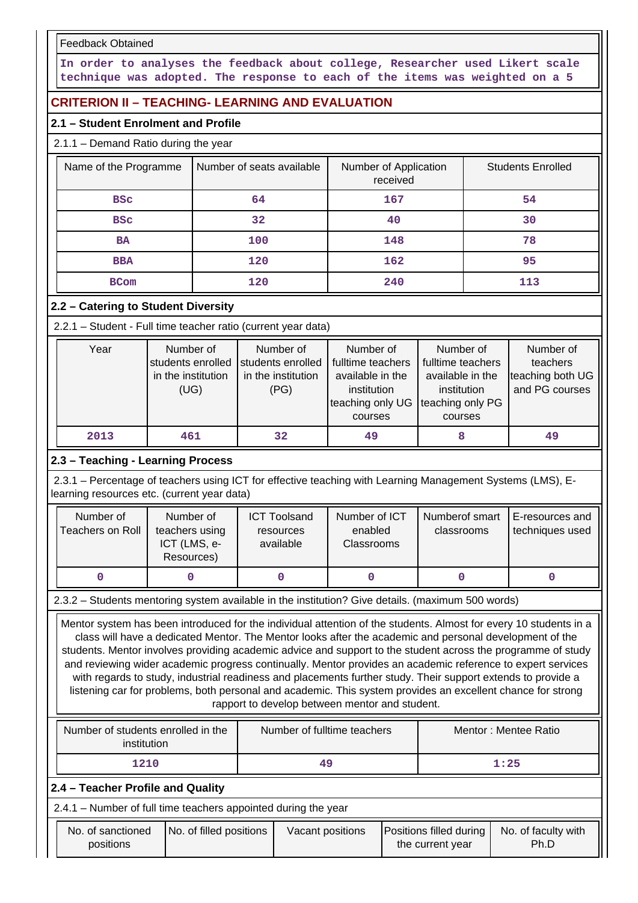| Feedback Obtained |
| --- |
| In order to analyses the feedback about college, Researcher used Likert scale technique was adopted. The response to each of the items was weighted on a 5 |

## CRITERION II – TEACHING- LEARNING AND EVALUATION

### 2.1 – Student Enrolment and Profile

2.1.1 – Demand Ratio during the year

| Name of the Programme | Number of seats available | Number of Application received | Students Enrolled |
| --- | --- | --- | --- |
| BSc | 64 | 167 | 54 |
| BSc | 32 | 40 | 30 |
| BA | 100 | 148 | 78 |
| BBA | 120 | 162 | 95 |
| BCom | 120 | 240 | 113 |

### 2.2 – Catering to Student Diversity

2.2.1 – Student - Full time teacher ratio (current year data)

| Year | Number of students enrolled in the institution (UG) | Number of students enrolled in the institution (PG) | Number of fulltime teachers available in the institution teaching only UG courses | Number of fulltime teachers available in the institution teaching only PG courses | Number of teachers teaching both UG and PG courses |
| --- | --- | --- | --- | --- | --- |
| 2013 | 461 | 32 | 49 | 8 | 49 |

### 2.3 – Teaching - Learning Process

2.3.1 – Percentage of teachers using ICT for effective teaching with Learning Management Systems (LMS), E-learning resources etc. (current year data)

| Number of Teachers on Roll | Number of teachers using ICT (LMS, e-Resources) | ICT Toolsand resources available | Number of ICT enabled Classrooms | Numberof smart classrooms | E-resources and techniques used |
| --- | --- | --- | --- | --- | --- |
| 0 | 0 | 0 | 0 | 0 | 0 |

2.3.2 – Students mentoring system available in the institution? Give details. (maximum 500 words)

Mentor system has been introduced for the individual attention of the students. Almost for every 10 students in a class will have a dedicated Mentor. The Mentor looks after the academic and personal development of the students. Mentor involves providing academic advice and support to the student across the programme of study and reviewing wider academic progress continually. Mentor provides an academic reference to expert services with regards to study, industrial readiness and placements further study. Their support extends to provide a listening car for problems, both personal and academic. This system provides an excellent chance for strong rapport to develop between mentor and student.

| Number of students enrolled in the institution | Number of fulltime teachers | Mentor : Mentee Ratio |
| --- | --- | --- |
| 1210 | 49 | 1:25 |

### 2.4 – Teacher Profile and Quality

2.4.1 – Number of full time teachers appointed during the year

| No. of sanctioned positions | No. of filled positions | Vacant positions | Positions filled during the current year | No. of faculty with Ph.D |
| --- | --- | --- | --- | --- |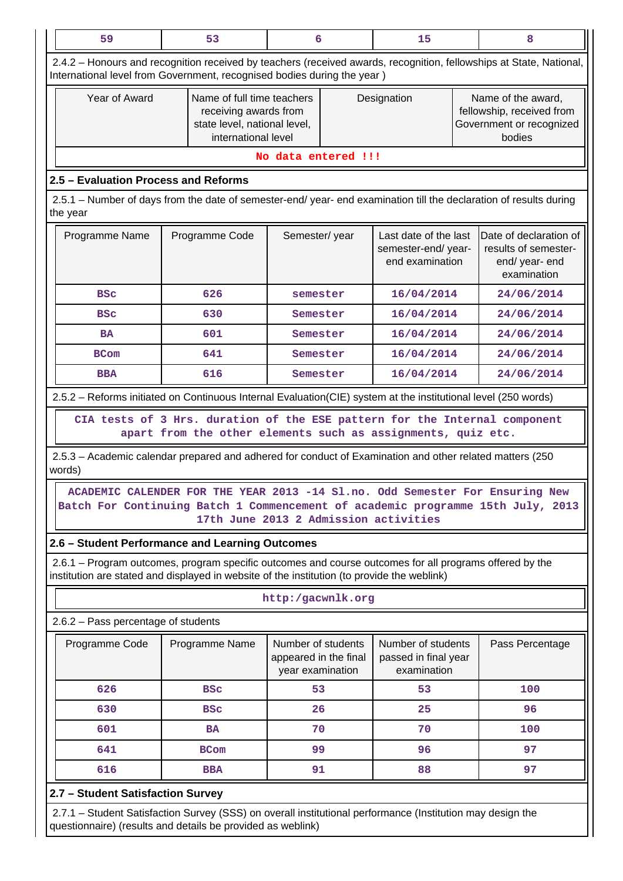| 59 | 53 | 6 | 15 | 8 |
|---|---|---|---|---|

2.4.2 – Honours and recognition received by teachers (received awards, recognition, fellowships at State, National, International level from Government, recognised bodies during the year )

| Year of Award | Name of full time teachers receiving awards from state level, national level, international level | Designation | Name of the award, fellowship, received from Government or recognized bodies |
|---|---|---|---|
| No data entered !!! | | | |

### 2.5 – Evaluation Process and Reforms

2.5.1 – Number of days from the date of semester-end/ year- end examination till the declaration of results during the year

| Programme Name | Programme Code | Semester/ year | Last date of the last semester-end/ year-end examination | Date of declaration of results of semester-end/ year- end examination |
|---|---|---|---|---|
| BSc | 626 | semester | 16/04/2014 | 24/06/2014 |
| BSc | 630 | Semester | 16/04/2014 | 24/06/2014 |
| BA | 601 | Semester | 16/04/2014 | 24/06/2014 |
| BCom | 641 | Semester | 16/04/2014 | 24/06/2014 |
| BBA | 616 | Semester | 16/04/2014 | 24/06/2014 |

2.5.2 – Reforms initiated on Continuous Internal Evaluation(CIE) system at the institutional level (250 words)

CIA tests of 3 Hrs. duration of the ESE pattern for the Internal component apart from the other elements such as assignments, quiz etc.

2.5.3 – Academic calendar prepared and adhered for conduct of Examination and other related matters (250 words)

ACADEMIC CALENDER FOR THE YEAR 2013 -14 Sl.no. Odd Semester For Ensuring New Batch For Continuing Batch 1 Commencement of academic programme 15th July, 2013 17th June 2013 2 Admission activities

### 2.6 – Student Performance and Learning Outcomes

2.6.1 – Program outcomes, program specific outcomes and course outcomes for all programs offered by the institution are stated and displayed in website of the institution (to provide the weblink)

http:/gacwnlk.org

2.6.2 – Pass percentage of students

| Programme Code | Programme Name | Number of students appeared in the final year examination | Number of students passed in final year examination | Pass Percentage |
|---|---|---|---|---|
| 626 | BSc | 53 | 53 | 100 |
| 630 | BSc | 26 | 25 | 96 |
| 601 | BA | 70 | 70 | 100 |
| 641 | BCom | 99 | 96 | 97 |
| 616 | BBA | 91 | 88 | 97 |

### 2.7 – Student Satisfaction Survey

2.7.1 – Student Satisfaction Survey (SSS) on overall institutional performance (Institution may design the questionnaire) (results and details be provided as weblink)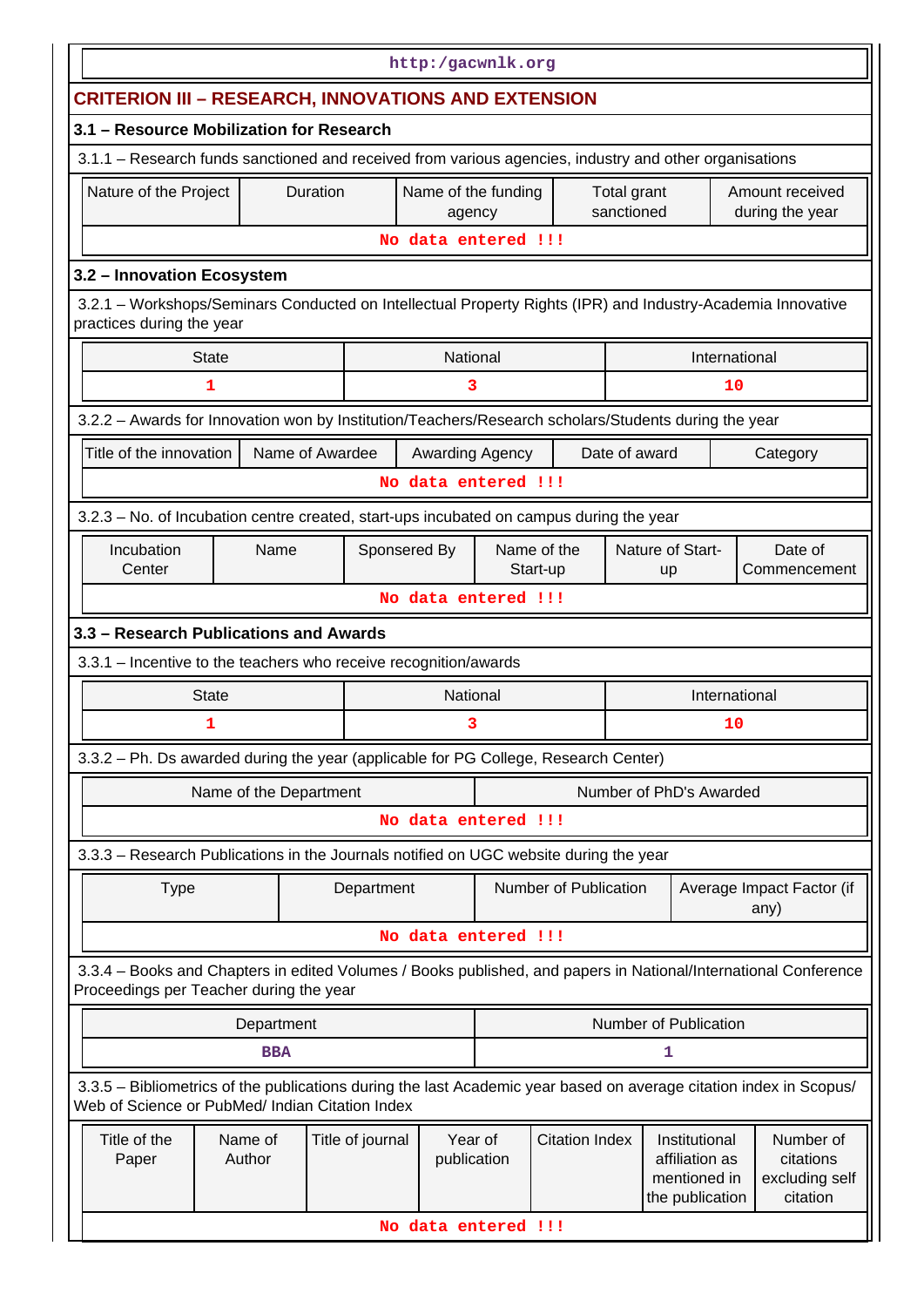http:/gacwnlk.org

## CRITERION III – RESEARCH, INNOVATIONS AND EXTENSION

### 3.1 – Resource Mobilization for Research

3.1.1 – Research funds sanctioned and received from various agencies, industry and other organisations

| Nature of the Project | Duration | Name of the funding agency | Total grant sanctioned | Amount received during the year |
|---|---|---|---|---|
| No data entered !!! | | | | |

### 3.2 – Innovation Ecosystem

3.2.1 – Workshops/Seminars Conducted on Intellectual Property Rights (IPR) and Industry-Academia Innovative practices during the year

| State | National | International |
|---|---|---|
| 1 | 3 | 10 |

3.2.2 – Awards for Innovation won by Institution/Teachers/Research scholars/Students during the year

| Title of the innovation | Name of Awardee | Awarding Agency | Date of award | Category |
|---|---|---|---|---|
| No data entered !!! | | | | |

3.2.3 – No. of Incubation centre created, start-ups incubated on campus during the year

| Incubation Center | Name | Sponsered By | Name of the Start-up | Nature of Start-up | Date of Commencement |
|---|---|---|---|---|---|
| No data entered !!! | | | | | |

### 3.3 – Research Publications and Awards

3.3.1 – Incentive to the teachers who receive recognition/awards

| State | National | International |
|---|---|---|
| 1 | 3 | 10 |

3.3.2 – Ph. Ds awarded during the year (applicable for PG College, Research Center)

| Name of the Department | Number of PhD's Awarded |
|---|---|
| No data entered !!! | |

3.3.3 – Research Publications in the Journals notified on UGC website during the year

| Type | Department | Number of Publication | Average Impact Factor (if any) |
|---|---|---|---|
| No data entered !!! | | | |

3.3.4 – Books and Chapters in edited Volumes / Books published, and papers in National/International Conference Proceedings per Teacher during the year

| Department | Number of Publication |
|---|---|
| BBA | 1 |

3.3.5 – Bibliometrics of the publications during the last Academic year based on average citation index in Scopus/ Web of Science or PubMed/ Indian Citation Index

| Title of the Paper | Name of Author | Title of journal | Year of publication | Citation Index | Institutional affiliation as mentioned in the publication | Number of citations excluding self citation |
|---|---|---|---|---|---|---|
| No data entered !!! | | | | | | |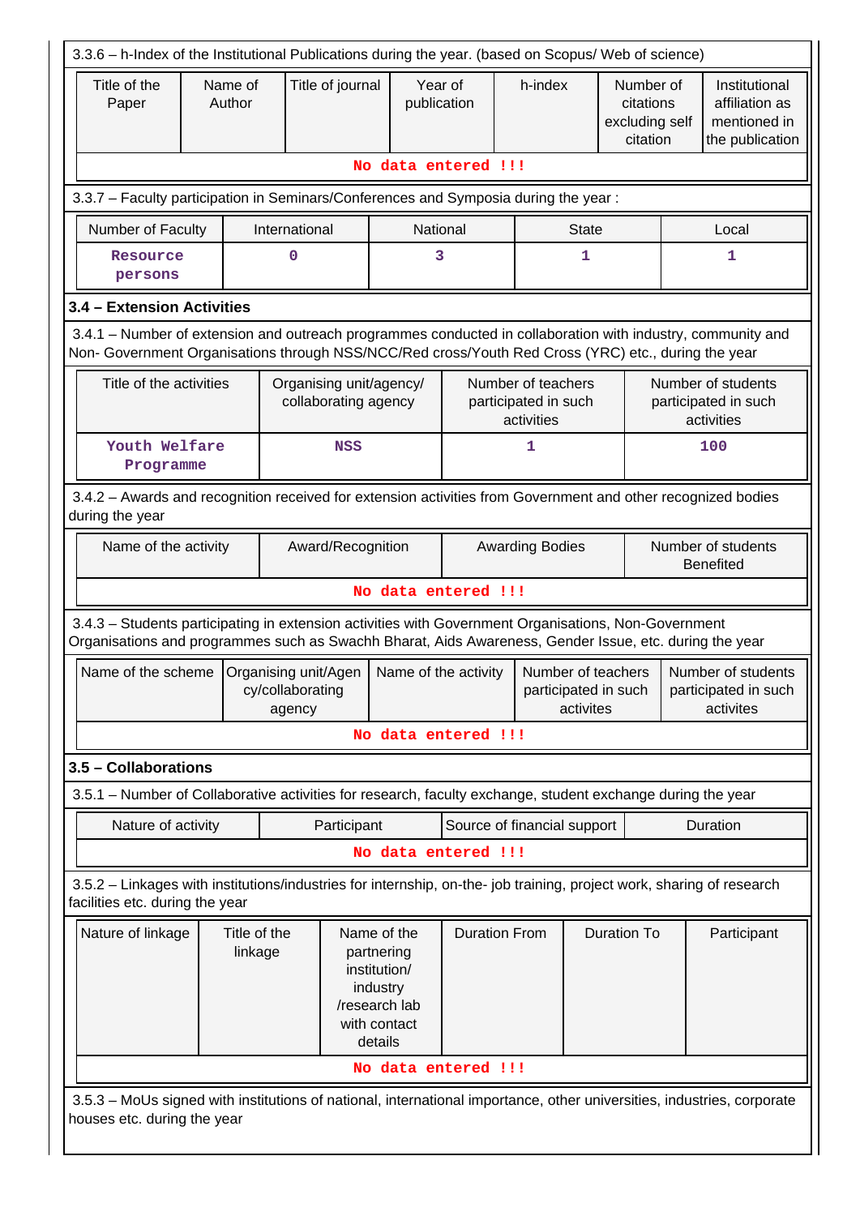3.3.6 – h-Index of the Institutional Publications during the year. (based on Scopus/ Web of science)

| Title of the Paper | Name of Author | Title of journal | Year of publication | h-index | Number of citations excluding self citation | Institutional affiliation as mentioned in the publication |
|---|---|---|---|---|---|---|
| No data entered !!! | | | | | | |

3.3.7 – Faculty participation in Seminars/Conferences and Symposia during the year :

| Number of Faculty | International | National | State | Local |
|---|---|---|---|---|
| Resource persons | 0 | 3 | 1 | 1 |

### 3.4 – Extension Activities

3.4.1 – Number of extension and outreach programmes conducted in collaboration with industry, community and Non- Government Organisations through NSS/NCC/Red cross/Youth Red Cross (YRC) etc., during the year

| Title of the activities | Organising unit/agency/ collaborating agency | Number of teachers participated in such activities | Number of students participated in such activities |
|---|---|---|---|
| Youth Welfare Programme | NSS | 1 | 100 |

3.4.2 – Awards and recognition received for extension activities from Government and other recognized bodies during the year

| Name of the activity | Award/Recognition | Awarding Bodies | Number of students Benefited |
|---|---|---|---|
| No data entered !!! | | | |

3.4.3 – Students participating in extension activities with Government Organisations, Non-Government Organisations and programmes such as Swachh Bharat, Aids Awareness, Gender Issue, etc. during the year

| Name of the scheme | Organising unit/Agency/collaborating agency | Name of the activity | Number of teachers participated in such activites | Number of students participated in such activites |
|---|---|---|---|---|
| No data entered !!! | | | | |

### 3.5 – Collaborations

3.5.1 – Number of Collaborative activities for research, faculty exchange, student exchange during the year

| Nature of activity | Participant | Source of financial support | Duration |
|---|---|---|---|
| No data entered !!! | | | |

3.5.2 – Linkages with institutions/industries for internship, on-the- job training, project work, sharing of research facilities etc. during the year

| Nature of linkage | Title of the linkage | Name of the partnering institution/ industry /research lab with contact details | Duration From | Duration To | Participant |
|---|---|---|---|---|---|
| No data entered !!! | | | | | |

3.5.3 – MoUs signed with institutions of national, international importance, other universities, industries, corporate houses etc. during the year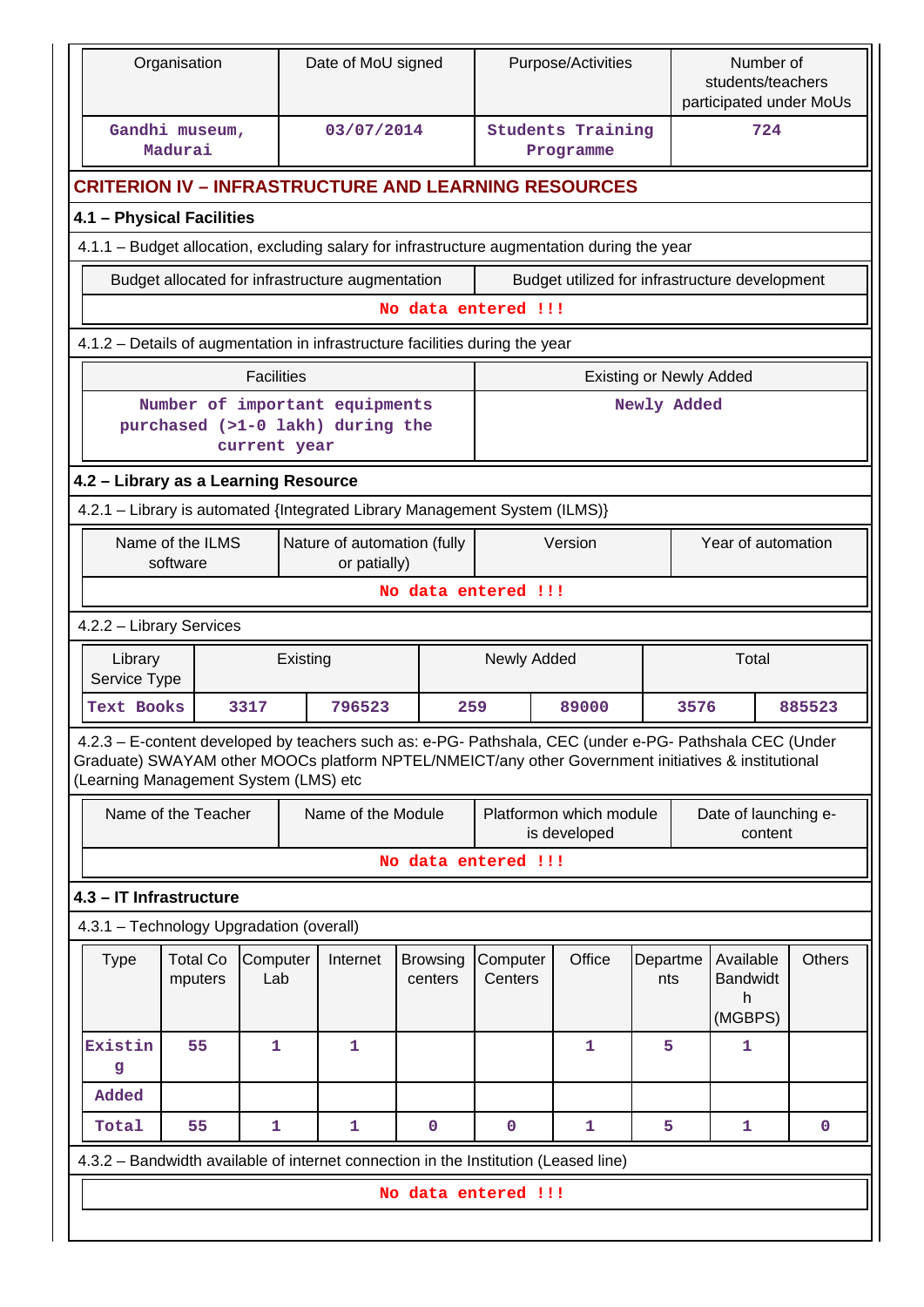| Organisation | Date of MoU signed | Purpose/Activities | Number of students/teachers participated under MoUs |
|---|---|---|---|
| Gandhi museum, Madurai | 03/07/2014 | Students Training Programme | 724 |

## CRITERION IV – INFRASTRUCTURE AND LEARNING RESOURCES

### 4.1 – Physical Facilities

4.1.1 – Budget allocation, excluding salary for infrastructure augmentation during the year

| Budget allocated for infrastructure augmentation | Budget utilized for infrastructure development |
|---|---|
| No data entered !!! | |

4.1.2 – Details of augmentation in infrastructure facilities during the year

| Facilities | Existing or Newly Added |
|---|---|
| Number of important equipments purchased (>1-0 lakh) during the current year | Newly Added |

### 4.2 – Library as a Learning Resource

4.2.1 – Library is automated {Integrated Library Management System (ILMS)}

| Name of the ILMS software | Nature of automation (fully or patially) | Version | Year of automation |
|---|---|---|---|
| No data entered !!! | | | |

4.2.2 – Library Services

| Library Service Type | Existing | | Newly Added | | Total | |
|---|---|---|---|---|---|---|
| Text Books | 3317 | 796523 | 259 | 89000 | 3576 | 885523 |

4.2.3 – E-content developed by teachers such as: e-PG- Pathshala, CEC (under e-PG- Pathshala CEC (Under Graduate) SWAYAM other MOOCs platform NPTEL/NMEICT/any other Government initiatives & institutional (Learning Management System (LMS) etc

| Name of the Teacher | Name of the Module | Platformon which module is developed | Date of launching e-content |
|---|---|---|---|
| No data entered !!! | | | |

### 4.3 – IT Infrastructure

4.3.1 – Technology Upgradation (overall)

| Type | Total Computers | Computer Lab | Internet | Browsing centers | Computer Centers | Office | Departments | Available Bandwidth (MGBPS) | Others |
|---|---|---|---|---|---|---|---|---|---|
| Existing | 55 | 1 | 1 | | | 1 | 5 | 1 | |
| Added | | | | | | | | | |
| Total | 55 | 1 | 1 | 0 | 0 | 1 | 5 | 1 | 0 |

4.3.2 – Bandwidth available of internet connection in the Institution (Leased line)

No data entered !!!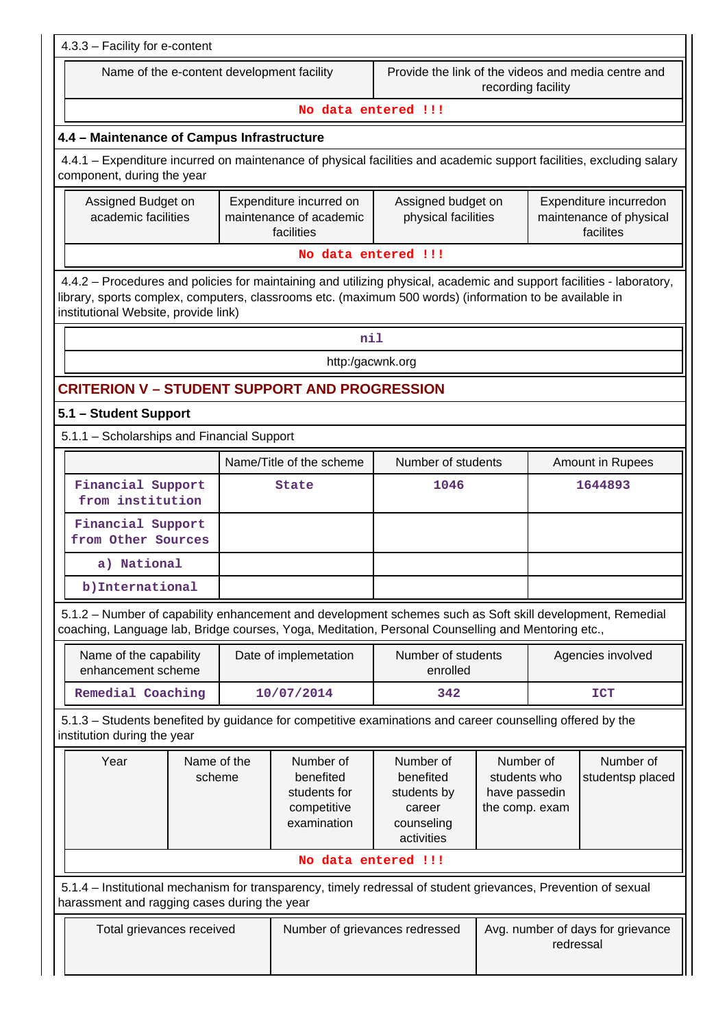4.3.3 – Facility for e-content

| Name of the e-content development facility | Provide the link of the videos and media centre and recording facility |
|---|---|
| No data entered !!! | |

### 4.4 – Maintenance of Campus Infrastructure

4.4.1 – Expenditure incurred on maintenance of physical facilities and academic support facilities, excluding salary component, during the year

| Assigned Budget on academic facilities | Expenditure incurred on maintenance of academic facilities | Assigned budget on physical facilities | Expenditure incurredon maintenance of physical facilites |
|---|---|---|---|
| No data entered !!! | | | |

4.4.2 – Procedures and policies for maintaining and utilizing physical, academic and support facilities - laboratory, library, sports complex, computers, classrooms etc. (maximum 500 words) (information to be available in institutional Website, provide link)

nil

http:/gacwnk.org

## CRITERION V – STUDENT SUPPORT AND PROGRESSION

### 5.1 – Student Support

5.1.1 – Scholarships and Financial Support

| | Name/Title of the scheme | Number of students | Amount in Rupees |
|---|---|---|---|
| Financial Support from institution | State | 1046 | 1644893 |
| Financial Support from Other Sources | | | |
| a) National | | | |
| b)International | | | |

5.1.2 – Number of capability enhancement and development schemes such as Soft skill development, Remedial coaching, Language lab, Bridge courses, Yoga, Meditation, Personal Counselling and Mentoring etc.,

| Name of the capability enhancement scheme | Date of implemetation | Number of students enrolled | Agencies involved |
|---|---|---|---|
| Remedial Coaching | 10/07/2014 | 342 | ICT |

5.1.3 – Students benefited by guidance for competitive examinations and career counselling offered by the institution during the year

| Year | Name of the scheme | Number of benefited students for competitive examination | Number of benefited students by career counseling activities | Number of students who have passedin the comp. exam | Number of studentsp placed |
|---|---|---|---|---|---|
| No data entered !!! | | | | | |

5.1.4 – Institutional mechanism for transparency, timely redressal of student grievances, Prevention of sexual harassment and ragging cases during the year

| Total grievances received | Number of grievances redressed | Avg. number of days for grievance redressal |
|---|---|---|
| | | |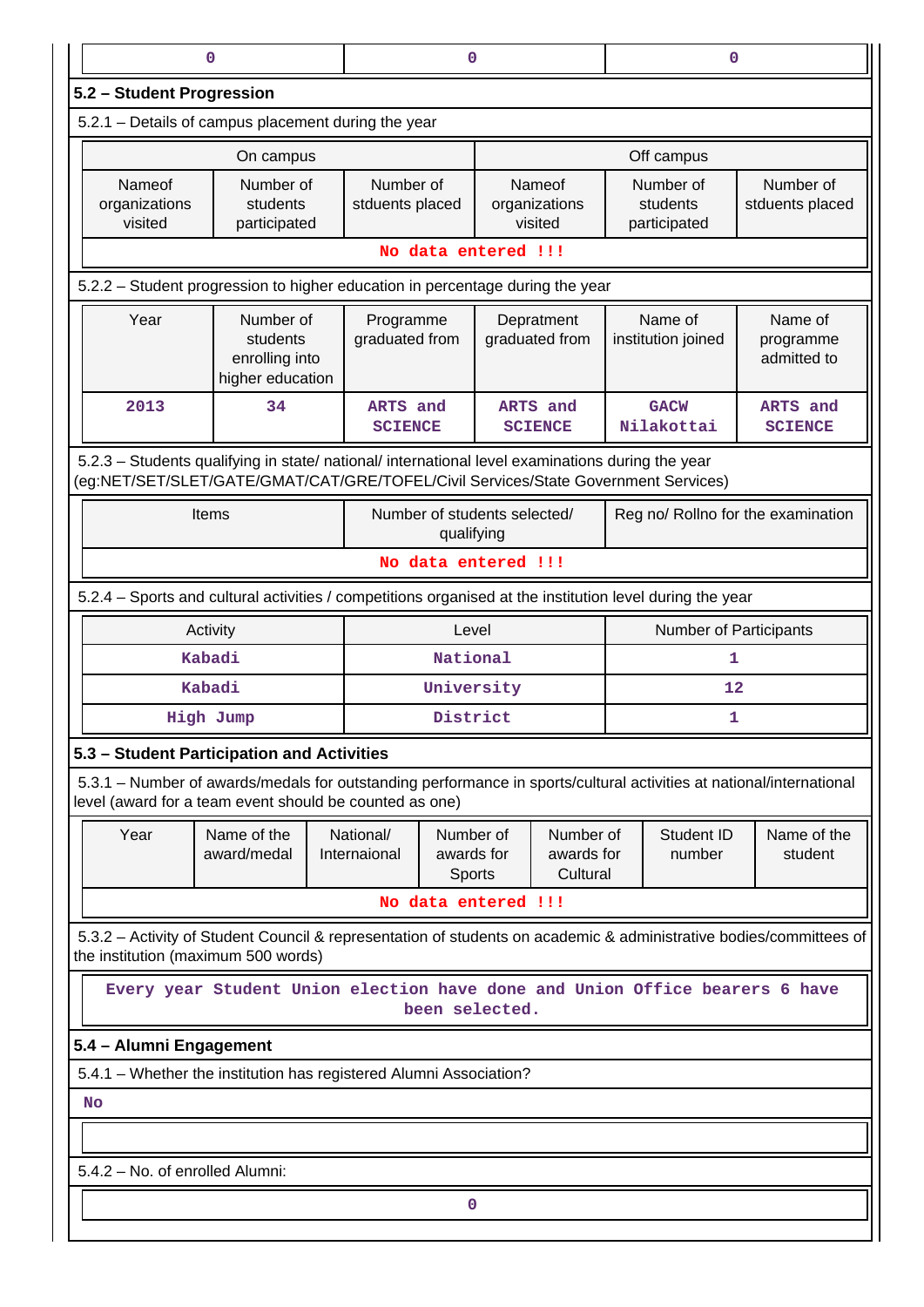| 0 | 0 | 0 |
|---|---|---|

## 5.2 – Student Progression

5.2.1 – Details of campus placement during the year

| On campus | | | Off campus | | |
|---|---|---|---|---|---|
| Nameof organizations visited | Number of students participated | Number of stduents placed | Nameof organizations visited | Number of students participated | Number of stduents placed |
| No data entered !!! | | | | | |

5.2.2 – Student progression to higher education in percentage during the year

| Year | Number of students enrolling into higher education | Programme graduated from | Depratment graduated from | Name of institution joined | Name of programme admitted to |
|---|---|---|---|---|---|
| 2013 | 34 | ARTS and SCIENCE | ARTS and SCIENCE | GACW Nilakottai | ARTS and SCIENCE |

5.2.3 – Students qualifying in state/ national/ international level examinations during the year (eg:NET/SET/SLET/GATE/GMAT/CAT/GRE/TOFEL/Civil Services/State Government Services)

| Items | Number of students selected/ qualifying | Reg no/ Rollno for the examination |
|---|---|---|
| No data entered !!! | | |

5.2.4 – Sports and cultural activities / competitions organised at the institution level during the year

| Activity | Level | Number of Participants |
|---|---|---|
| Kabadi | National | 1 |
| Kabadi | University | 12 |
| High Jump | District | 1 |

## 5.3 – Student Participation and Activities

5.3.1 – Number of awards/medals for outstanding performance in sports/cultural activities at national/international level (award for a team event should be counted as one)

| Year | Name of the award/medal | National/ Internaional | Number of awards for Sports | Number of awards for Cultural | Student ID number | Name of the student |
|---|---|---|---|---|---|---|
| No data entered !!! | | | | | | |

5.3.2 – Activity of Student Council & representation of students on academic & administrative bodies/committees of the institution (maximum 500 words)

Every year Student Union election have done and Union Office bearers 6 have been selected.

## 5.4 – Alumni Engagement

5.4.1 – Whether the institution has registered Alumni Association?

No

5.4.2 – No. of enrolled Alumni:

0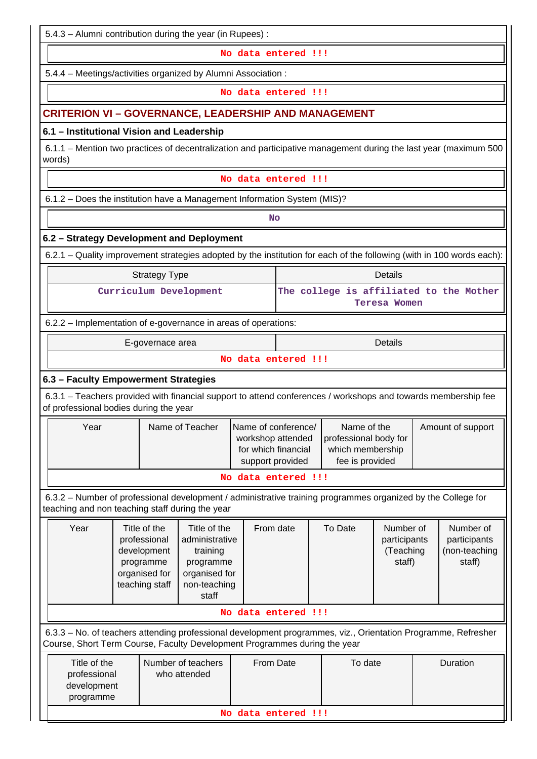5.4.3 – Alumni contribution during the year (in Rupees) :

No data entered !!!

5.4.4 – Meetings/activities organized by Alumni Association :

No data entered !!!

## CRITERION VI – GOVERNANCE, LEADERSHIP AND MANAGEMENT

### 6.1 – Institutional Vision and Leadership

6.1.1 – Mention two practices of decentralization and participative management during the last year (maximum 500 words)

No data entered !!!

6.1.2 – Does the institution have a Management Information System (MIS)?

No

### 6.2 – Strategy Development and Deployment

6.2.1 – Quality improvement strategies adopted by the institution for each of the following (with in 100 words each):

| Strategy Type | Details |
|---|---|
| Curriculum Development | The college is affiliated to the Mother Teresa Women |

6.2.2 – Implementation of e-governance in areas of operations:

| E-governace area | Details |
|---|---|
| No data entered !!! | |

### 6.3 – Faculty Empowerment Strategies

6.3.1 – Teachers provided with financial support to attend conferences / workshops and towards membership fee of professional bodies during the year

| Year | Name of Teacher | Name of conference/ workshop attended for which financial support provided | Name of the professional body for which membership fee is provided | Amount of support |
|---|---|---|---|---|
| No data entered !!! | | | | |

6.3.2 – Number of professional development / administrative training programmes organized by the College for teaching and non teaching staff during the year

| Year | Title of the professional development programme organised for teaching staff | Title of the administrative training programme organised for non-teaching staff | From date | To Date | Number of participants (Teaching staff) | Number of participants (non-teaching staff) |
|---|---|---|---|---|---|---|
| No data entered !!! | | | | | | |

6.3.3 – No. of teachers attending professional development programmes, viz., Orientation Programme, Refresher Course, Short Term Course, Faculty Development Programmes during the year

| Title of the professional development programme | Number of teachers who attended | From Date | To date | Duration |
|---|---|---|---|---|
| No data entered !!! | | | | |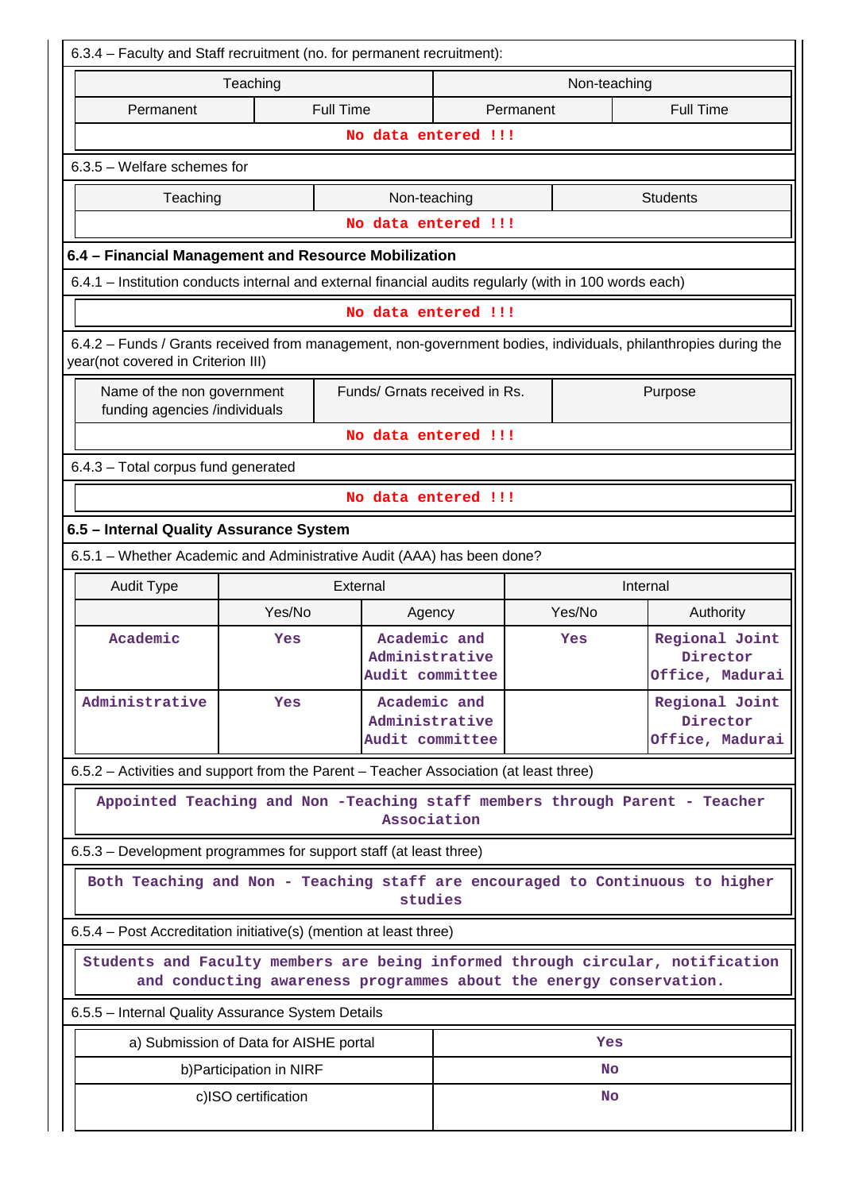6.3.4 – Faculty and Staff recruitment (no. for permanent recruitment):

| Teaching | | Non-teaching | |
|---|---|---|---|
| Permanent | Full Time | Permanent | Full Time |
| No data entered !!! | | | |

6.3.5 – Welfare schemes for

| Teaching | Non-teaching | Students |
|---|---|---|
| No data entered !!! | | |

### 6.4 – Financial Management and Resource Mobilization

6.4.1 – Institution conducts internal and external financial audits regularly (with in 100 words each)

No data entered !!!

6.4.2 – Funds / Grants received from management, non-government bodies, individuals, philanthropies during the year(not covered in Criterion III)

| Name of the non government funding agencies /individuals | Funds/ Grnats received in Rs. | Purpose |
|---|---|---|
| No data entered !!! | | |

6.4.3 – Total corpus fund generated

No data entered !!!

### 6.5 – Internal Quality Assurance System

6.5.1 – Whether Academic and Administrative Audit (AAA) has been done?

| Audit Type | External | | Internal | |
|---|---|---|---|---|
| | Yes/No | Agency | Yes/No | Authority |
| Academic | Yes | Academic and Administrative Audit committee | Yes | Regional Joint Director Office, Madurai |
| Administrative | Yes | Academic and Administrative Audit committee | | Regional Joint Director Office, Madurai |

6.5.2 – Activities and support from the Parent – Teacher Association (at least three)

Appointed Teaching and Non -Teaching staff members through Parent - Teacher Association

6.5.3 – Development programmes for support staff (at least three)

Both Teaching and Non - Teaching staff are encouraged to Continuous to higher studies

6.5.4 – Post Accreditation initiative(s) (mention at least three)

Students and Faculty members are being informed through circular, notification and conducting awareness programmes about the energy conservation.

6.5.5 – Internal Quality Assurance System Details

| | |
|---|---|
| a) Submission of Data for AISHE portal | Yes |
| b)Participation in NIRF | No |
| c)ISO certification | No |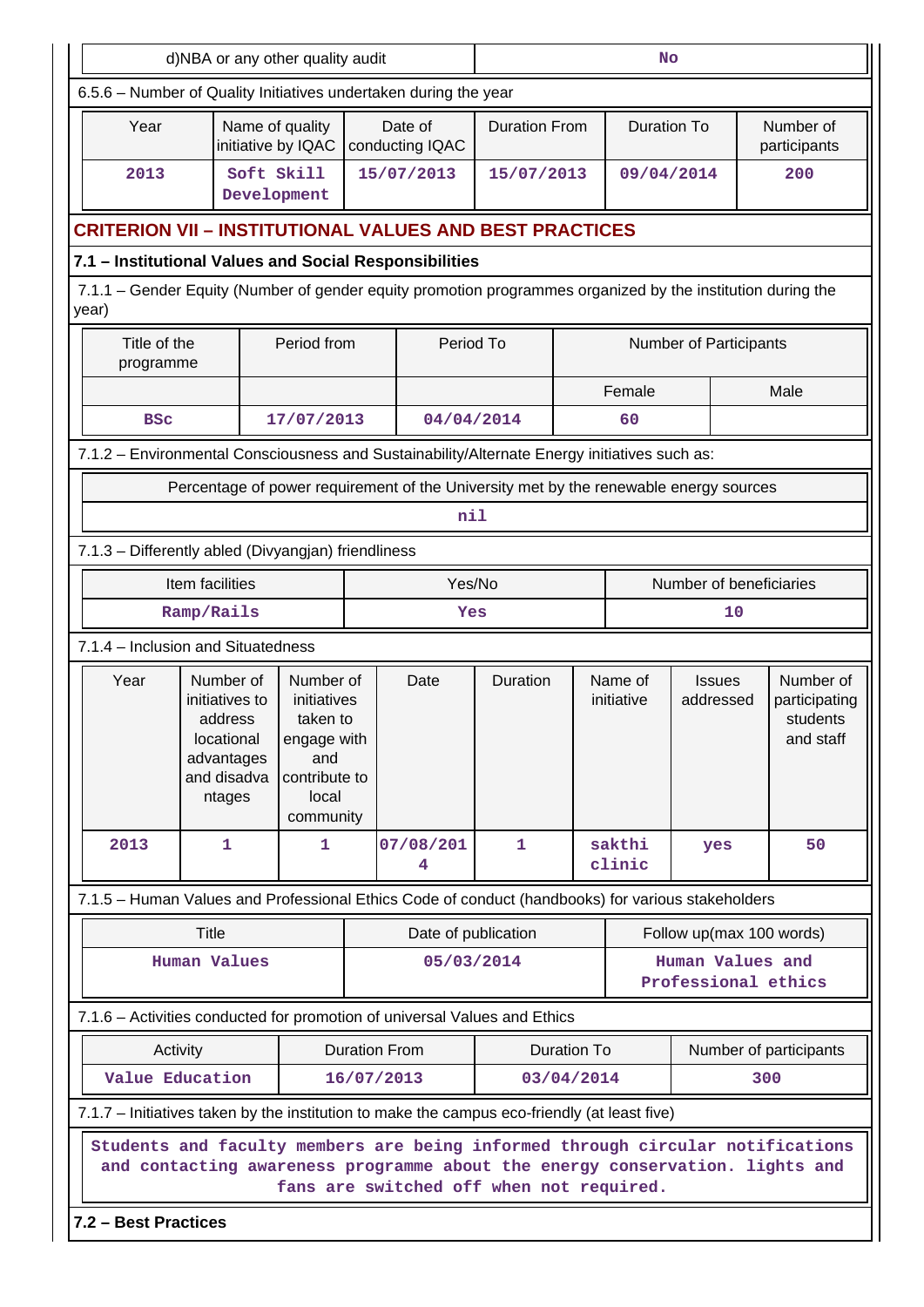| d)NBA or any other quality audit | No |
|---|---|

6.5.6 – Number of Quality Initiatives undertaken during the year

| Year | Name of quality initiative by IQAC | Date of conducting IQAC | Duration From | Duration To | Number of participants |
|---|---|---|---|---|---|
| 2013 | Soft Skill Development | 15/07/2013 | 15/07/2013 | 09/04/2014 | 200 |

## CRITERION VII – INSTITUTIONAL VALUES AND BEST PRACTICES

### 7.1 – Institutional Values and Social Responsibilities

7.1.1 – Gender Equity (Number of gender equity promotion programmes organized by the institution during the year)

| Title of the programme | Period from | Period To | Number of Participants | |
|---|---|---|---|---|
| | | | Female | Male |
| BSc | 17/07/2013 | 04/04/2014 | 60 | |

7.1.2 – Environmental Consciousness and Sustainability/Alternate Energy initiatives such as:

| Percentage of power requirement of the University met by the renewable energy sources |
|---|
| nil |

7.1.3 – Differently abled (Divyangjan) friendliness

| Item facilities | Yes/No | Number of beneficiaries |
|---|---|---|
| Ramp/Rails | Yes | 10 |

7.1.4 – Inclusion and Situatedness

| Year | Number of initiatives to address locational advantages and disadvantages | Number of initiatives taken to engage with and contribute to local community | Date | Duration | Name of initiative | Issues addressed | Number of participating students and staff |
|---|---|---|---|---|---|---|---|
| 2013 | 1 | 1 | 07/08/2014 | 1 | sakthi clinic | yes | 50 |

7.1.5 – Human Values and Professional Ethics Code of conduct (handbooks) for various stakeholders

| Title | Date of publication | Follow up(max 100 words) |
|---|---|---|
| Human Values | 05/03/2014 | Human Values and Professional ethics |

7.1.6 – Activities conducted for promotion of universal Values and Ethics

| Activity | Duration From | Duration To | Number of participants |
|---|---|---|---|
| Value Education | 16/07/2013 | 03/04/2014 | 300 |

7.1.7 – Initiatives taken by the institution to make the campus eco-friendly (at least five)

Students and faculty members are being informed through circular notifications and contacting awareness programme about the energy conservation. lights and fans are switched off when not required.

### 7.2 – Best Practices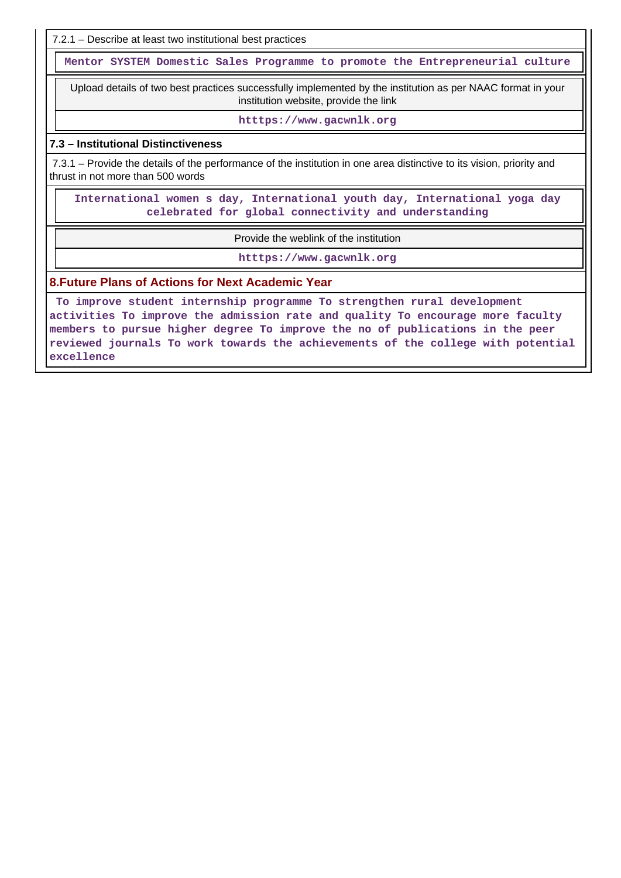7.2.1 – Describe at least two institutional best practices

**Mentor SYSTEM Domestic Sales Programme to promote the Entrepreneurial culture**

Upload details of two best practices successfully implemented by the institution as per NAAC format in your institution website, provide the link

**htttps://www.gacwnlk.org**

**7.3 – Institutional Distinctiveness**

7.3.1 – Provide the details of the performance of the institution in one area distinctive to its vision, priority and thrust in not more than 500 words

**International women s day, International youth day, International yoga day celebrated for global connectivity and understanding**

Provide the weblink of the institution

**htttps://www.gacwnlk.org**

## 8.Future Plans of Actions for Next Academic Year

**To improve student internship programme To strengthen rural development activities To improve the admission rate and quality To encourage more faculty members to pursue higher degree To improve the no of publications in the peer reviewed journals To work towards the achievements of the college with potential excellence**